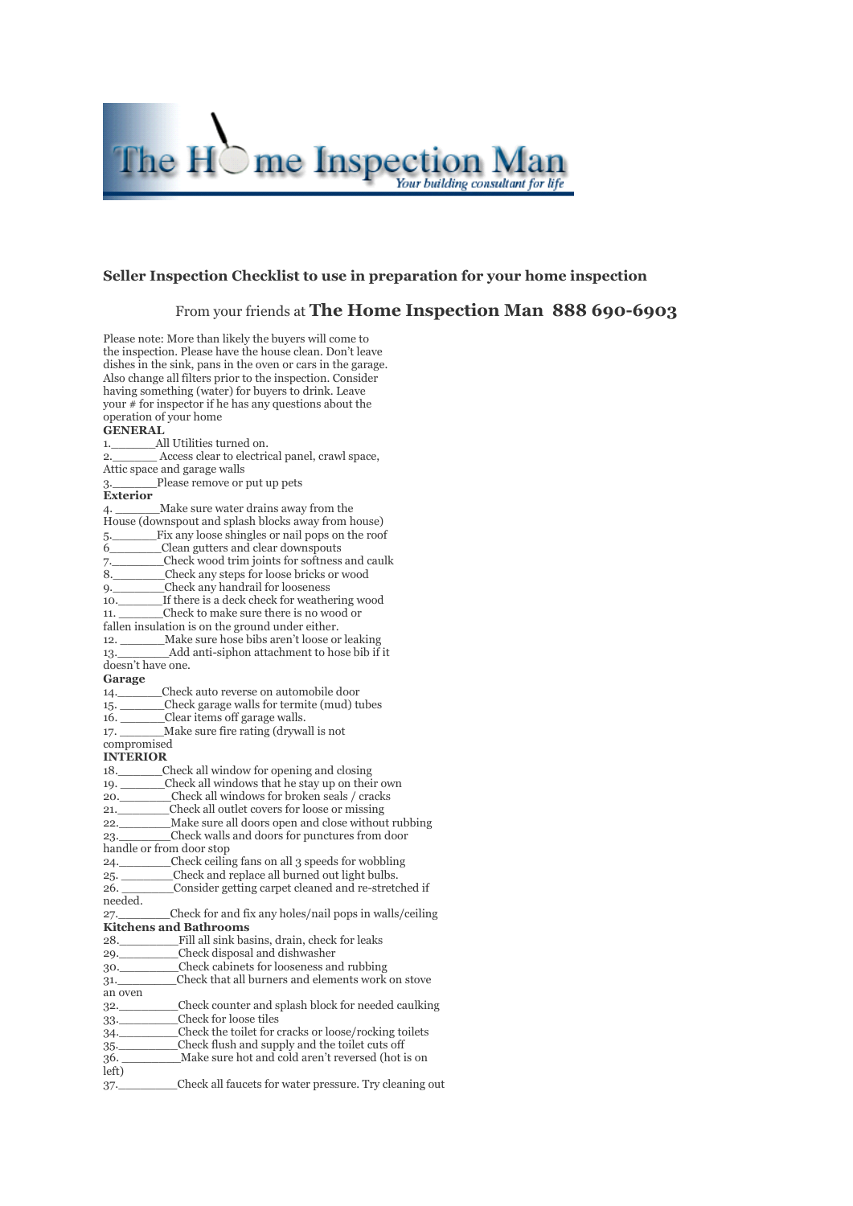The Home Inspection Man
*Your building consultant for life*

**Seller Inspection Checklist to use in preparation for your home inspection**

From your friends at **The Home Inspection Man 888 690-6903**

Please note: More than likely the buyers will come to the inspection. Please have the house clean. Don't leave dishes in the sink, pans in the oven or cars in the garage. Also change all filters prior to the inspection. Consider having something (water) for buyers to drink. Leave your # for inspector if he has any questions about the operation of your home

**GENERAL**

1.______All Utilities turned on.
2.______ Access clear to electrical panel, crawl space, Attic space and garage walls
3.______Please remove or put up pets

**Exterior**

4. ______Make sure water drains away from the House (downspout and splash blocks away from house)
5.______Fix any loose shingles or nail pops on the roof
6_______Clean gutters and clear downspouts
7._______Check wood trim joints for softness and caulk
8._______Check any steps for loose bricks or wood
9._______Check any handrail for looseness
10.______If there is a deck check for weathering wood
11. ______Check to make sure there is no wood or fallen insulation is on the ground under either.
12. ______Make sure hose bibs aren't loose or leaking
13._______Add anti-siphon attachment to hose bib if it doesn't have one.

**Garage**

14.______Check auto reverse on automobile door
15. ______Check garage walls for termite (mud) tubes
16. ______Clear items off garage walls.
17. ______Make sure fire rating (drywall is not compromised

**INTERIOR**

18.______Check all window for opening and closing
19. ______Check all windows that he stay up on their own
20._______Check all windows for broken seals / cracks
21._______Check all outlet covers for loose or missing
22._______Make sure all doors open and close without rubbing
23._______Check walls and doors for punctures from door handle or from door stop
24._______Check ceiling fans on all 3 speeds for wobbling
25. _______Check and replace all burned out light bulbs.
26. _______Consider getting carpet cleaned and re-stretched if needed.
27._______Check for and fix any holes/nail pops in walls/ceiling

**Kitchens and Bathrooms**

28.________Fill all sink basins, drain, check for leaks
29.________Check disposal and dishwasher
30.________Check cabinets for looseness and rubbing
31.________Check that all burners and elements work on stove an oven
32.________Check counter and splash block for needed caulking
33.________Check for loose tiles
34.________Check the toilet for cracks or loose/rocking toilets
35.________Check flush and supply and the toilet cuts off
36. ________Make sure hot and cold aren't reversed (hot is on left)
37.________Check all faucets for water pressure. Try cleaning out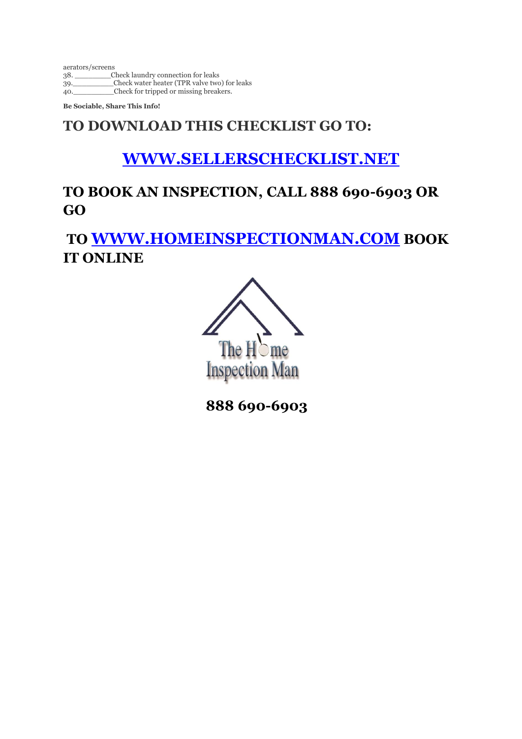aerators/screens

38. ________Check laundry connection for leaks
39. _________Check water heater (TPR valve two) for leaks
40. _________Check for tripped or missing breakers.

**Be Sociable, Share This Info!**

## TO DOWNLOAD THIS CHECKLIST GO TO:

## WWW.SELLERSCHECKLIST.NET

## TO BOOK AN INSPECTION, CALL 888 690-6903 OR GO

## TO WWW.HOMEINSPECTIONMAN.COM BOOK IT ONLINE

The Home Inspection Man

**888 690-6903**